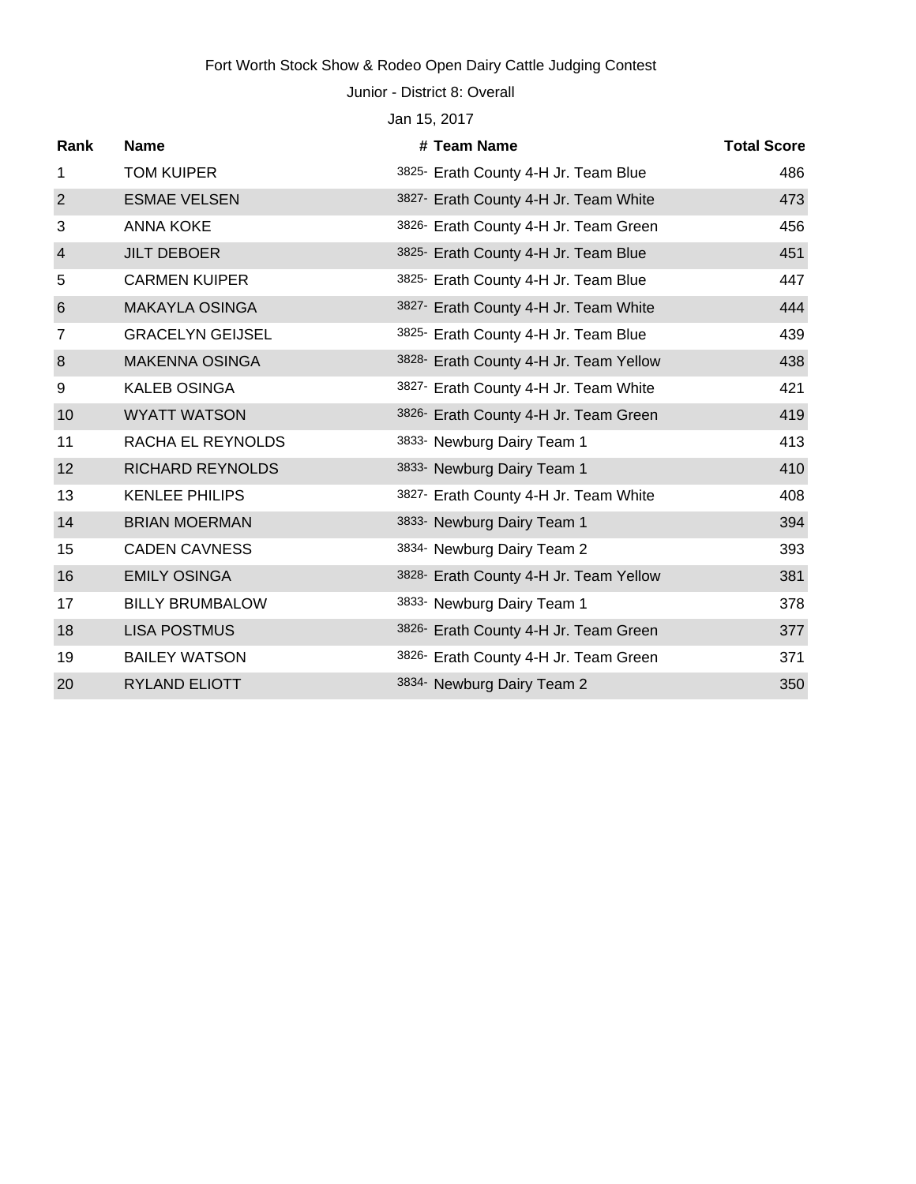Fort Worth Stock Show & Rodeo Open Dairy Cattle Judging Contest

Junior - District 8: Overall

Jan 15, 2017

| Rank | Name | # | Team Name | Total Score |
|---|---|---|---|---|
| 1 | TOM KUIPER | 3825- | Erath County 4-H Jr. Team Blue | 486 |
| 2 | ESMAE VELSEN | 3827- | Erath County 4-H Jr. Team White | 473 |
| 3 | ANNA KOKE | 3826- | Erath County 4-H Jr. Team Green | 456 |
| 4 | JILT DEBOER | 3825- | Erath County 4-H Jr. Team Blue | 451 |
| 5 | CARMEN KUIPER | 3825- | Erath County 4-H Jr. Team Blue | 447 |
| 6 | MAKAYLA OSINGA | 3827- | Erath County 4-H Jr. Team White | 444 |
| 7 | GRACELYN GEIJSEL | 3825- | Erath County 4-H Jr. Team Blue | 439 |
| 8 | MAKENNA OSINGA | 3828- | Erath County 4-H Jr. Team Yellow | 438 |
| 9 | KALEB OSINGA | 3827- | Erath County 4-H Jr. Team White | 421 |
| 10 | WYATT WATSON | 3826- | Erath County 4-H Jr. Team Green | 419 |
| 11 | RACHA EL REYNOLDS | 3833- | Newburg Dairy Team 1 | 413 |
| 12 | RICHARD REYNOLDS | 3833- | Newburg Dairy Team 1 | 410 |
| 13 | KENLEE PHILIPS | 3827- | Erath County 4-H Jr. Team White | 408 |
| 14 | BRIAN MOERMAN | 3833- | Newburg Dairy Team 1 | 394 |
| 15 | CADEN CAVNESS | 3834- | Newburg Dairy Team 2 | 393 |
| 16 | EMILY OSINGA | 3828- | Erath County 4-H Jr. Team Yellow | 381 |
| 17 | BILLY BRUMBALOW | 3833- | Newburg Dairy Team 1 | 378 |
| 18 | LISA POSTMUS | 3826- | Erath County 4-H Jr. Team Green | 377 |
| 19 | BAILEY WATSON | 3826- | Erath County 4-H Jr. Team Green | 371 |
| 20 | RYLAND ELIOTT | 3834- | Newburg Dairy Team 2 | 350 |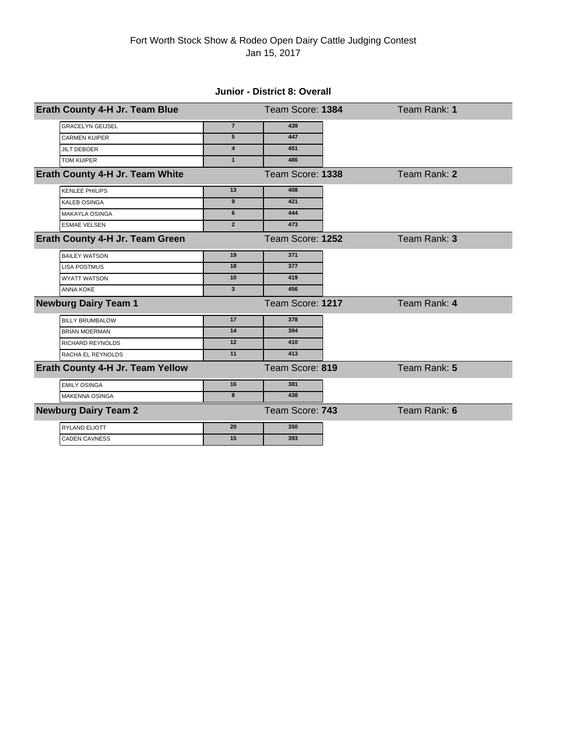Fort Worth Stock Show & Rodeo Open Dairy Cattle Judging Contest

Jan 15, 2017

### Junior - District 8: Overall

**Erath County 4-H Jr. Team Blue** — Team Score: **1384** — Team Rank: **1**

| Name | Rank | Score |
|---|---|---|
| GRACELYN GEIJSEL | 7 | 439 |
| CARMEN KUIPER | 5 | 447 |
| JILT DEBOER | 4 | 451 |
| TOM KUIPER | 1 | 486 |

**Erath County 4-H Jr. Team White** — Team Score: **1338** — Team Rank: **2**

| Name | Rank | Score |
|---|---|---|
| KENLEE PHILIPS | 13 | 408 |
| KALEB OSINGA | 9 | 421 |
| MAKAYLA OSINGA | 6 | 444 |
| ESMAE VELSEN | 2 | 473 |

**Erath County 4-H Jr. Team Green** — Team Score: **1252** — Team Rank: **3**

| Name | Rank | Score |
|---|---|---|
| BAILEY WATSON | 19 | 371 |
| LISA POSTMUS | 18 | 377 |
| WYATT WATSON | 10 | 419 |
| ANNA KOKE | 3 | 456 |

**Newburg Dairy Team 1** — Team Score: **1217** — Team Rank: **4**

| Name | Rank | Score |
|---|---|---|
| BILLY BRUMBALOW | 17 | 378 |
| BRIAN MOERMAN | 14 | 394 |
| RICHARD REYNOLDS | 12 | 410 |
| RACHA EL REYNOLDS | 11 | 413 |

**Erath County 4-H Jr. Team Yellow** — Team Score: **819** — Team Rank: **5**

| Name | Rank | Score |
|---|---|---|
| EMILY OSINGA | 16 | 381 |
| MAKENNA OSINGA | 8 | 438 |

**Newburg Dairy Team 2** — Team Score: **743** — Team Rank: **6**

| Name | Rank | Score |
|---|---|---|
| RYLAND ELIOTT | 20 | 350 |
| CADEN CAVNESS | 15 | 393 |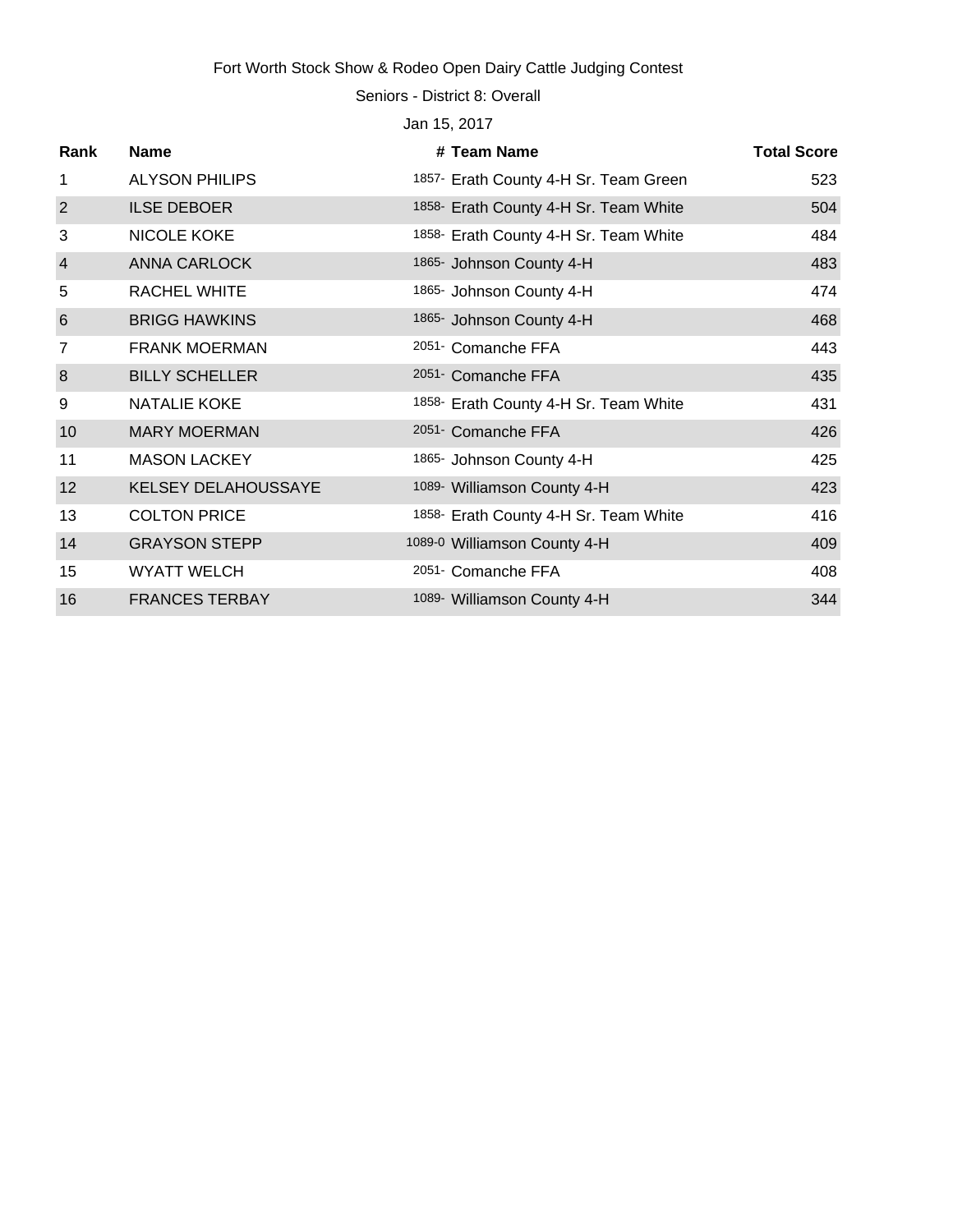Fort Worth Stock Show & Rodeo Open Dairy Cattle Judging Contest

Seniors - District 8: Overall

Jan 15, 2017

| Rank | Name | # | Team Name | Total Score |
|---|---|---|---|---|
| 1 | ALYSON PHILIPS | 1857- | Erath County 4-H Sr. Team Green | 523 |
| 2 | ILSE DEBOER | 1858- | Erath County 4-H Sr. Team White | 504 |
| 3 | NICOLE KOKE | 1858- | Erath County 4-H Sr. Team White | 484 |
| 4 | ANNA CARLOCK | 1865- | Johnson County 4-H | 483 |
| 5 | RACHEL WHITE | 1865- | Johnson County 4-H | 474 |
| 6 | BRIGG HAWKINS | 1865- | Johnson County 4-H | 468 |
| 7 | FRANK MOERMAN | 2051- | Comanche FFA | 443 |
| 8 | BILLY SCHELLER | 2051- | Comanche FFA | 435 |
| 9 | NATALIE KOKE | 1858- | Erath County 4-H Sr. Team White | 431 |
| 10 | MARY MOERMAN | 2051- | Comanche FFA | 426 |
| 11 | MASON LACKEY | 1865- | Johnson County 4-H | 425 |
| 12 | KELSEY DELAHOUSSAYE | 1089- | Williamson County 4-H | 423 |
| 13 | COLTON PRICE | 1858- | Erath County 4-H Sr. Team White | 416 |
| 14 | GRAYSON STEPP | 1089-0 | Williamson County 4-H | 409 |
| 15 | WYATT WELCH | 2051- | Comanche FFA | 408 |
| 16 | FRANCES TERBAY | 1089- | Williamson County 4-H | 344 |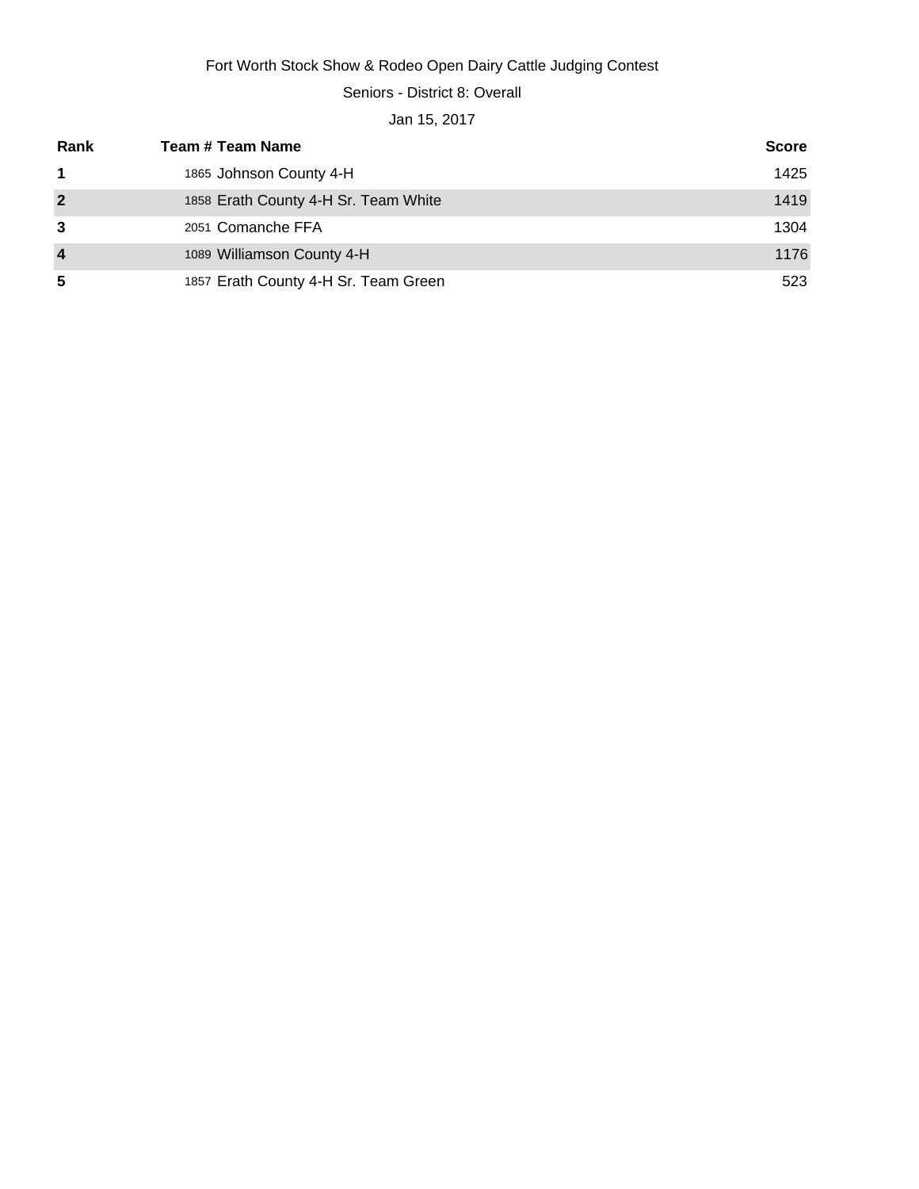Fort Worth Stock Show & Rodeo Open Dairy Cattle Judging Contest

Seniors - District 8: Overall

Jan 15, 2017

| Rank | Team # | Team Name | Score |
|---|---|---|---|
| 1 | 1865 | Johnson County 4-H | 1425 |
| 2 | 1858 | Erath County 4-H Sr. Team White | 1419 |
| 3 | 2051 | Comanche FFA | 1304 |
| 4 | 1089 | Williamson County 4-H | 1176 |
| 5 | 1857 | Erath County 4-H Sr. Team Green | 523 |